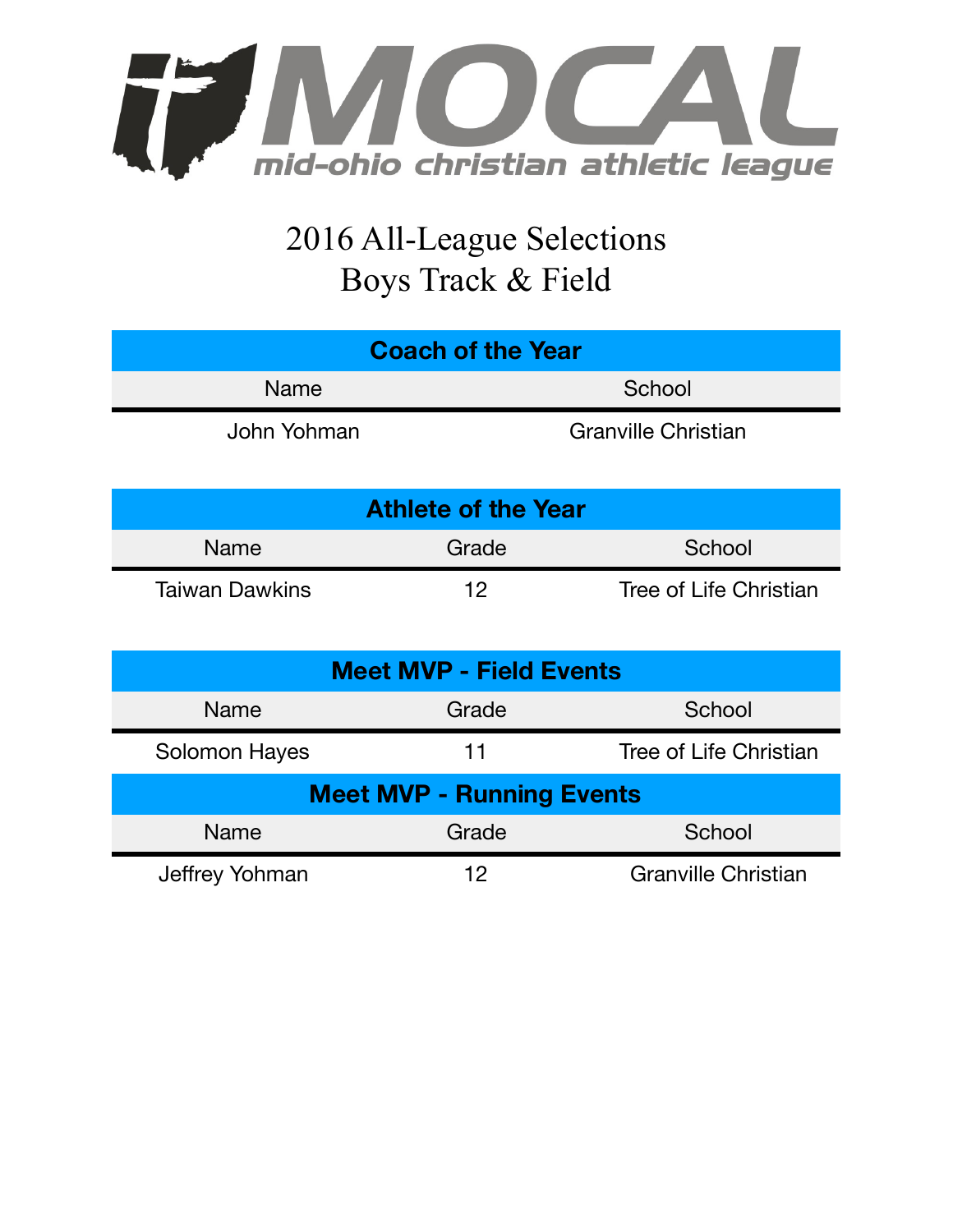# MOCAL

mid-ohio christian athletic league

## 2016 All-League Selections
## Boys Track & Field

| Coach of the Year | |
|---|---|
| **Name** | **School** |
| John Yohman | Granville Christian |

| Athlete of the Year | | |
|---|---|---|
| **Name** | **Grade** | **School** |
| Taiwan Dawkins | 12 | Tree of Life Christian |

| Meet MVP - Field Events | | |
|---|---|---|
| **Name** | **Grade** | **School** |
| Solomon Hayes | 11 | Tree of Life Christian |

| Meet MVP - Running Events | | |
|---|---|---|
| **Name** | **Grade** | **School** |
| Jeffrey Yohman | 12 | Granville Christian |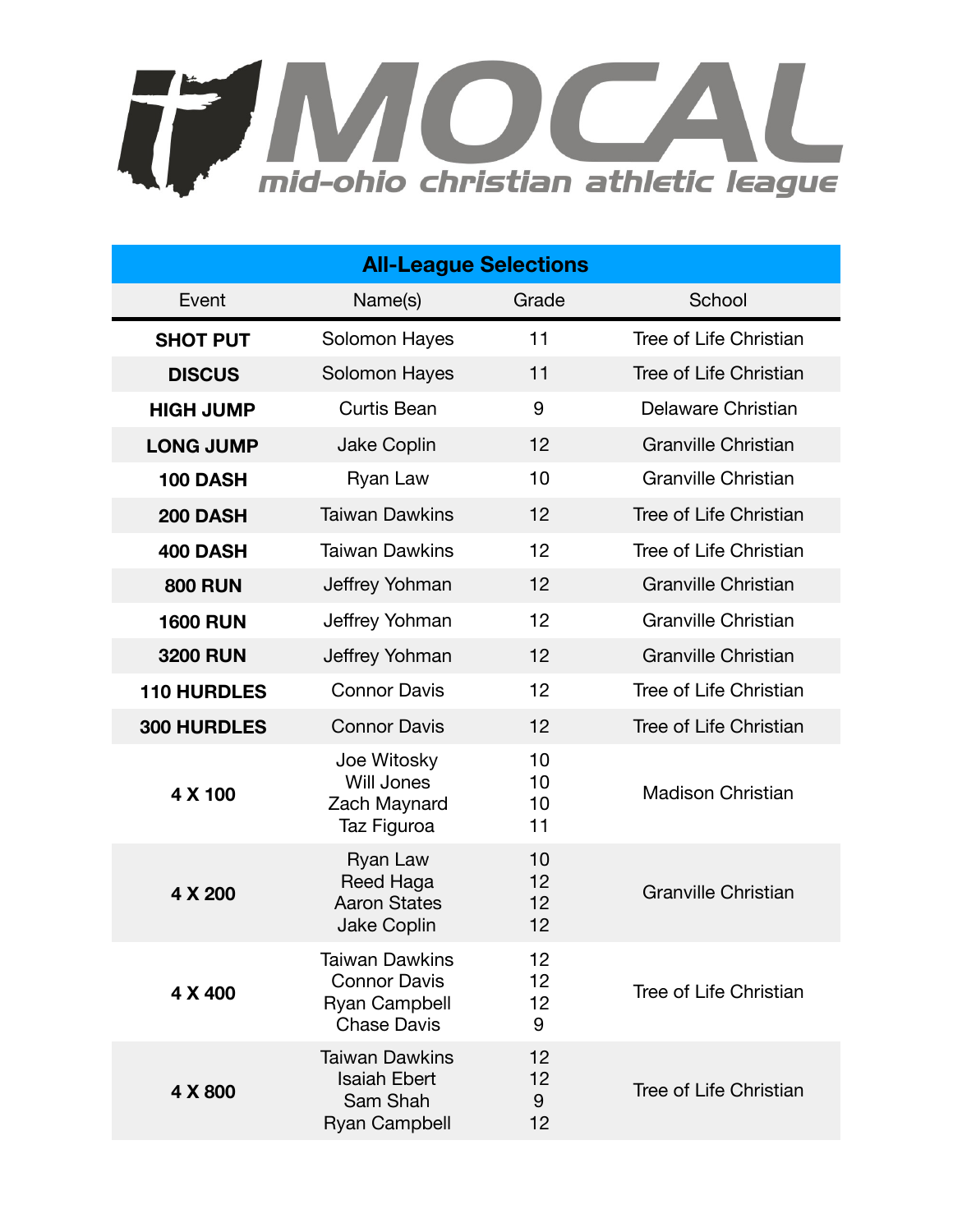# MOCAL

mid-ohio christian athletic league

| All-League Selections | | | |
|---|---|---|---|
| Event | Name(s) | Grade | School |
| **SHOT PUT** | Solomon Hayes | 11 | Tree of Life Christian |
| **DISCUS** | Solomon Hayes | 11 | Tree of Life Christian |
| **HIGH JUMP** | Curtis Bean | 9 | Delaware Christian |
| **LONG JUMP** | Jake Coplin | 12 | Granville Christian |
| **100 DASH** | Ryan Law | 10 | Granville Christian |
| **200 DASH** | Taiwan Dawkins | 12 | Tree of Life Christian |
| **400 DASH** | Taiwan Dawkins | 12 | Tree of Life Christian |
| **800 RUN** | Jeffrey Yohman | 12 | Granville Christian |
| **1600 RUN** | Jeffrey Yohman | 12 | Granville Christian |
| **3200 RUN** | Jeffrey Yohman | 12 | Granville Christian |
| **110 HURDLES** | Connor Davis | 12 | Tree of Life Christian |
| **300 HURDLES** | Connor Davis | 12 | Tree of Life Christian |
| **4 X 100** | Joe Witosky<br>Will Jones<br>Zach Maynard<br>Taz Figuroa | 10<br>10<br>10<br>11 | Madison Christian |
| **4 X 200** | Ryan Law<br>Reed Haga<br>Aaron States<br>Jake Coplin | 10<br>12<br>12<br>12 | Granville Christian |
| **4 X 400** | Taiwan Dawkins<br>Connor Davis<br>Ryan Campbell<br>Chase Davis | 12<br>12<br>12<br>9 | Tree of Life Christian |
| **4 X 800** | Taiwan Dawkins<br>Isaiah Ebert<br>Sam Shah<br>Ryan Campbell | 12<br>12<br>9<br>12 | Tree of Life Christian |